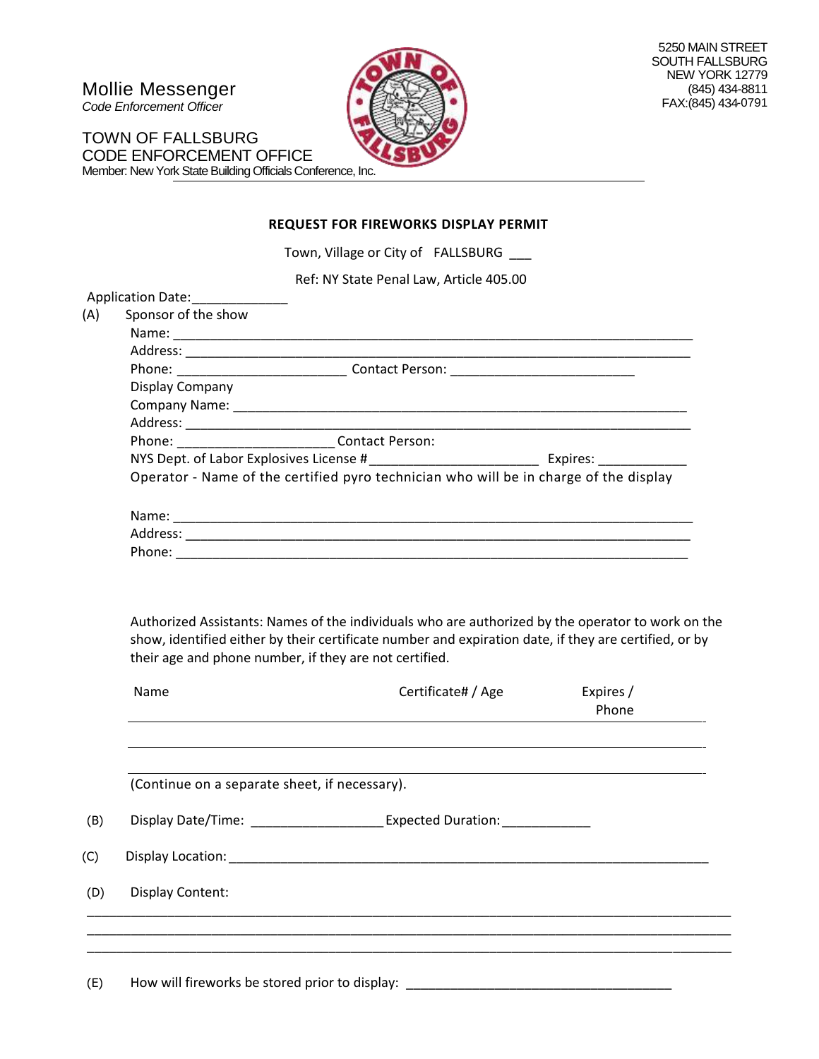Mollie Messenger
*Code Enforcement Officer*

TOWN OF FALLSBURG
CODE ENFORCEMENT OFFICE
Member: New York State Building Officials Conference, Inc.

5250 MAIN STREET
SOUTH FALLSBURG
NEW YORK 12779
(845) 434-8811
FAX:(845) 434-0791

**REQUEST FOR FIREWORKS DISPLAY PERMIT**

Town, Village or City of FALLSBURG ___

Ref: NY State Penal Law, Article 405.00

Application Date:_____________

(A) Sponsor of the show

Name: ______________________________________________________________________

Address: ____________________________________________________________________

Phone: _______________________ Contact Person: _________________________

Display Company

Company Name: ______________________________________________________________

Address: ____________________________________________________________________

Phone: _____________________ Contact Person:

NYS Dept. of Labor Explosives License #_______________________ Expires: ____________

Operator - Name of the certified pyro technician who will be in charge of the display

Name: ______________________________________________________________________

Address: ____________________________________________________________________

Phone: _____________________________________________________________________

Authorized Assistants: Names of the individuals who are authorized by the operator to work on the show, identified either by their certificate number and expiration date, if they are certified, or by their age and phone number, if they are not certified.

| Name | Certificate# / Age | Expires / Phone |
|---|---|---|
| | | |
| | | |

(Continue on a separate sheet, if necessary).

(B) Display Date/Time: __________________ Expected Duration:____________

(C) Display Location: ______________________________________________________________________

(D) Display Content:

___________________________________________________________________________________________

___________________________________________________________________________________________

___________________________________________________________________________________________

(E) How will fireworks be stored prior to display: _____________________________________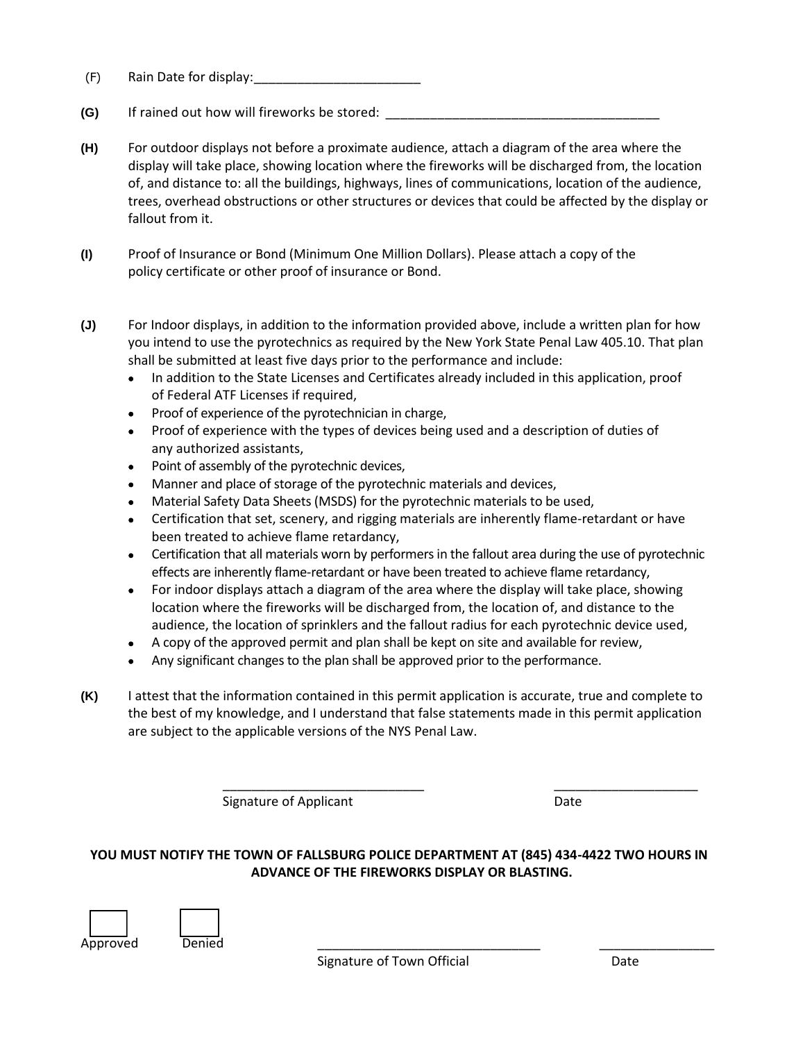(F) Rain Date for display:_______________________

**(G)** If rained out how will fireworks be stored: ______________________________________

**(H)** For outdoor displays not before a proximate audience, attach a diagram of the area where the display will take place, showing location where the fireworks will be discharged from, the location of, and distance to: all the buildings, highways, lines of communications, location of the audience, trees, overhead obstructions or other structures or devices that could be affected by the display or fallout from it.

**(I)** Proof of Insurance or Bond (Minimum One Million Dollars). Please attach a copy of the policy certificate or other proof of insurance or Bond.

**(J)** For Indoor displays, in addition to the information provided above, include a written plan for how you intend to use the pyrotechnics as required by the New York State Penal Law 405.10. That plan shall be submitted at least five days prior to the performance and include:

- In addition to the State Licenses and Certificates already included in this application, proof of Federal ATF Licenses if required,
- Proof of experience of the pyrotechnician in charge,
- Proof of experience with the types of devices being used and a description of duties of any authorized assistants,
- Point of assembly of the pyrotechnic devices,
- Manner and place of storage of the pyrotechnic materials and devices,
- Material Safety Data Sheets (MSDS) for the pyrotechnic materials to be used,
- Certification that set, scenery, and rigging materials are inherently flame-retardant or have been treated to achieve flame retardancy,
- Certification that all materials worn by performers in the fallout area during the use of pyrotechnic effects are inherently flame-retardant or have been treated to achieve flame retardancy,
- For indoor displays attach a diagram of the area where the display will take place, showing location where the fireworks will be discharged from, the location of, and distance to the audience, the location of sprinklers and the fallout radius for each pyrotechnic device used,
- A copy of the approved permit and plan shall be kept on site and available for review,
- Any significant changes to the plan shall be approved prior to the performance.

**(K)** I attest that the information contained in this permit application is accurate, true and complete to the best of my knowledge, and I understand that false statements made in this permit application are subject to the applicable versions of the NYS Penal Law.

____________________________ Signature of Applicant

____________________ Date

**YOU MUST NOTIFY THE TOWN OF FALLSBURG POLICE DEPARTMENT AT (845) 434-4422 TWO HOURS IN ADVANCE OF THE FIREWORKS DISPLAY OR BLASTING.**

☐ Approved ☐ Denied

_______________________________ Signature of Town Official

________________ Date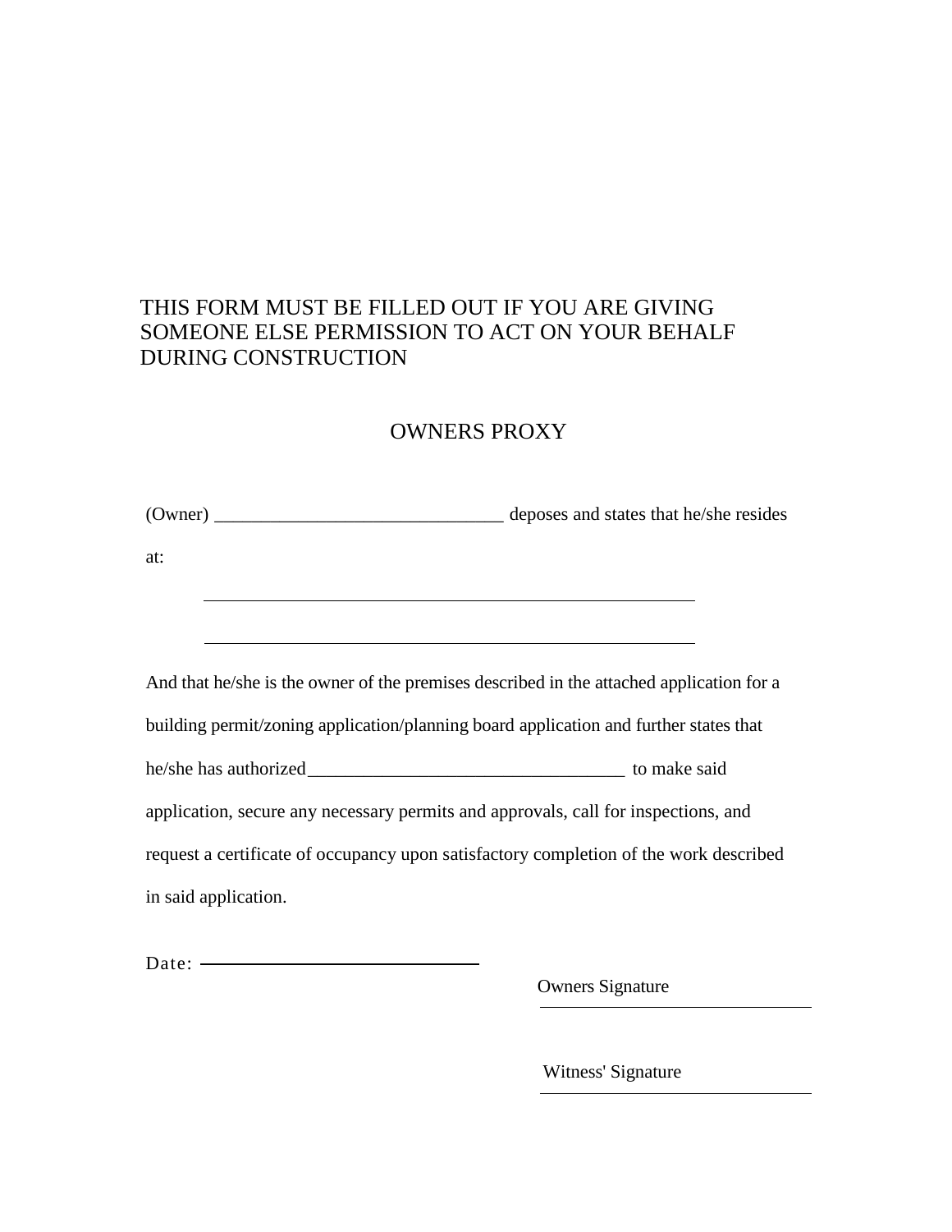THIS FORM MUST BE FILLED OUT IF YOU ARE GIVING SOMEONE ELSE PERMISSION TO ACT ON YOUR BEHALF DURING CONSTRUCTION

## OWNERS PROXY

(Owner) _______________________________ deposes and states that he/she resides at:

_______________________________________________________

_______________________________________________________

And that he/she is the owner of the premises described in the attached application for a building permit/zoning application/planning board application and further states that he/she has authorized__________________________________ to make said application, secure any necessary permits and approvals, call for inspections, and request a certificate of occupancy upon satisfactory completion of the work described in said application.

Date: ______________________________

Owners Signature

______________________________

Witness' Signature

______________________________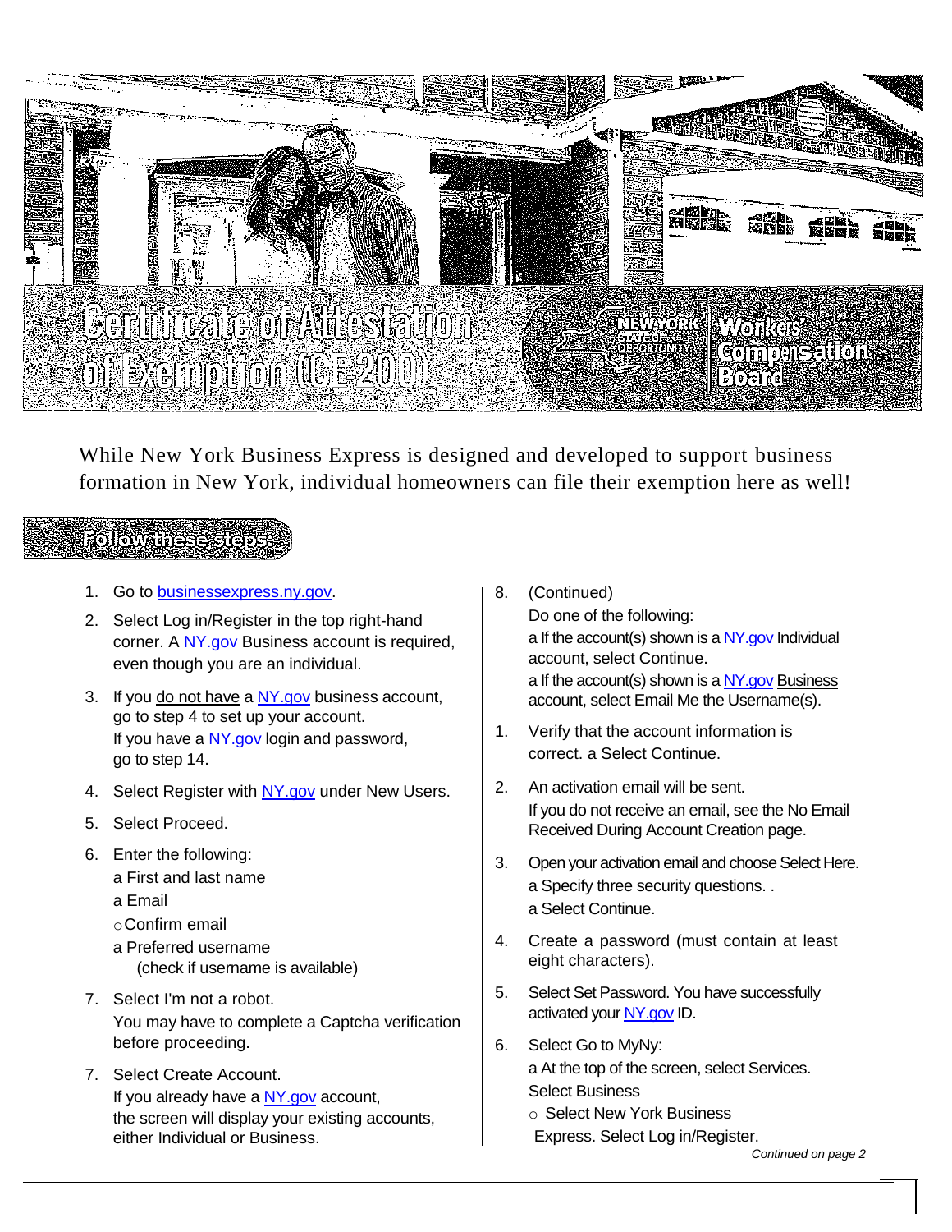# Certificate of Attestation of Exemption (CE-200)

New York State of Opportunity | Workers' Compensation Board

While New York Business Express is designed and developed to support business formation in New York, individual homeowners can file their exemption here as well!

## Follow these steps:

1. Go to [businessexpress.ny.gov](businessexpress.ny.gov).
2. Select Log in/Register in the top right-hand corner. A NY.gov Business account is required, even though you are an individual.
3. If you do not have a NY.gov business account, go to step 4 to set up your account.
   If you have a NY.gov login and password, go to step 14.
4. Select Register with NY.gov under New Users.
5. Select Proceed.
6. Enter the following:
   - First and last name
   - Email
     - Confirm email
   - Preferred username (check if username is available)
7. Select I'm not a robot.
   You may have to complete a Captcha verification before proceeding.
7. Select Create Account.
   If you already have a NY.gov account, the screen will display your existing accounts, either Individual or Business.
8. (Continued)
   Do one of the following:
   - If the account(s) shown is a NY.gov Individual account, select Continue.
   - If the account(s) shown is a NY.gov Business account, select Email Me the Username(s).
1. Verify that the account information is correct. a Select Continue.
2. An activation email will be sent.
   If you do not receive an email, see the No Email Received During Account Creation page.
3. Open your activation email and choose Select Here.
   - Specify three security questions. .
   - Select Continue.
4. Create a password (must contain at least eight characters).
5. Select Set Password. You have successfully activated your NY.gov ID.
6. Select Go to MyNy:
   - At the top of the screen, select Services.
   Select Business
   - Select New York Business Express. Select Log in/Register.

*Continued on page 2*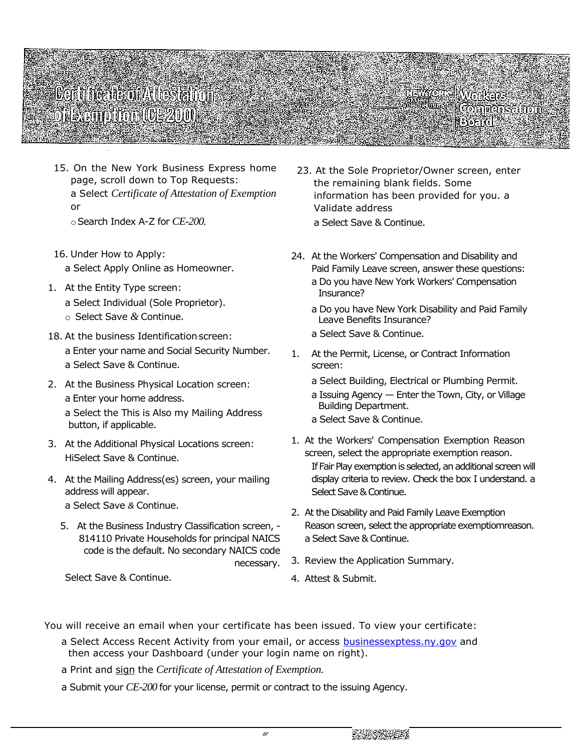# Certificate of Attestation of Exemption (CE-200)

New York | Workers' Compensation Board

15. On the New York Business Express home page, scroll down to Top Requests:
    - a Select *Certificate of Attestation of Exemption* or
    - o Search Index A-Z for *CE-200.*

16. Under How to Apply:
    - a Select Apply Online as Homeowner.

1. At the Entity Type screen:
    - a Select Individual (Sole Proprietor).
    - o Select Save & Continue.

18. At the business Identification screen:
    - a Enter your name and Social Security Number.
    - a Select Save & Continue.

2. At the Business Physical Location screen:
    - a Enter your home address.
    - a Select the This is Also my Mailing Address button, if applicable.

3. At the Additional Physical Locations screen: HiSelect Save & Continue.

4. At the Mailing Address(es) screen, your mailing address will appear.
    - a Select Save & Continue.

5. At the Business Industry Classification screen, - 814110 Private Households for principal NAICS code is the default. No secondary NAICS code necessary.

   Select Save & Continue.

23. At the Sole Proprietor/Owner screen, enter the remaining blank fields. Some information has been provided for you. a Validate address
    - a Select Save & Continue.

24. At the Workers' Compensation and Disability and Paid Family Leave screen, answer these questions:
    - a Do you have New York Workers' Compensation Insurance?
    - a Do you have New York Disability and Paid Family Leave Benefits Insurance?
    - a Select Save & Continue.

1. At the Permit, License, or Contract Information screen:
    - a Select Building, Electrical or Plumbing Permit.
    - a Issuing Agency — Enter the Town, City, or Village Building Department.
    - a Select Save & Continue.

1. At the Workers' Compensation Exemption Reason screen, select the appropriate exemption reason. If Fair Play exemption is selected, an additional screen will display criteria to review. Check the box I understand. a Select Save & Continue.

2. At the Disability and Paid Family Leave Exemption Reason screen, select the appropriate exemptiomreason. a Select Save & Continue.

3. Review the Application Summary.

4. Attest & Submit.

You will receive an email when your certificate has been issued. To view your certificate:

- a Select Access Recent Activity from your email, or access businessexptess.ny.gov and then access your Dashboard (under your login name on right).
- a Print and sign the *Certificate of Attestation of Exemption.*
- a Submit your *CE-200* for your license, permit or contract to the issuing Agency.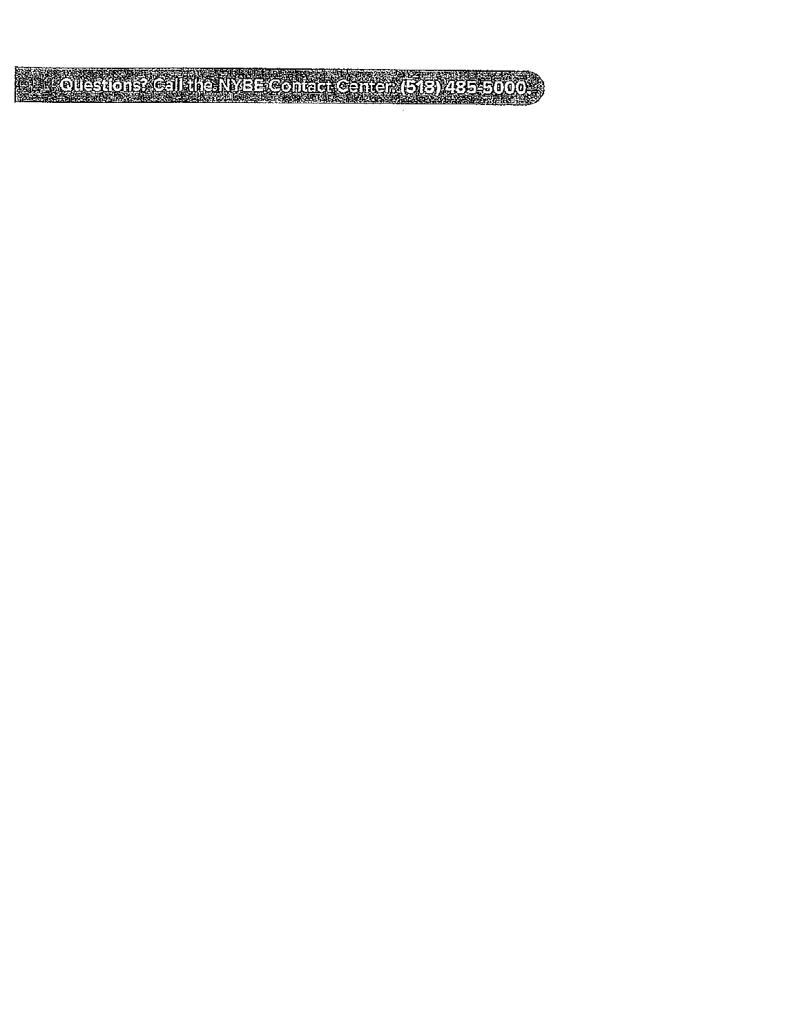Questions? Call the NYBE Contact Center: (518) 485-5000